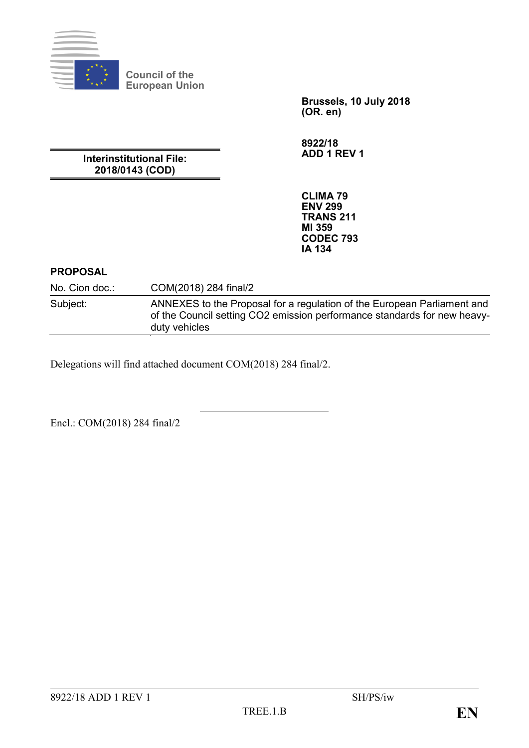Council of the European Union

**Brussels, 10 July 2018**
**(OR. en)**

**8922/18**
**ADD 1 REV 1**

**Interinstitutional File:**
**2018/0143 (COD)**

**CLIMA 79**
**ENV 299**
**TRANS 211**
**MI 359**
**CODEC 793**
**IA 134**

**PROPOSAL**

| | |
|---|---|
| No. Cion doc.: | COM(2018) 284 final/2 |
| Subject: | ANNEXES to the Proposal for a regulation of the European Parliament and of the Council setting CO2 emission performance standards for new heavy-duty vehicles |

Delegations will find attached document COM(2018) 284 final/2.

Encl.: COM(2018) 284 final/2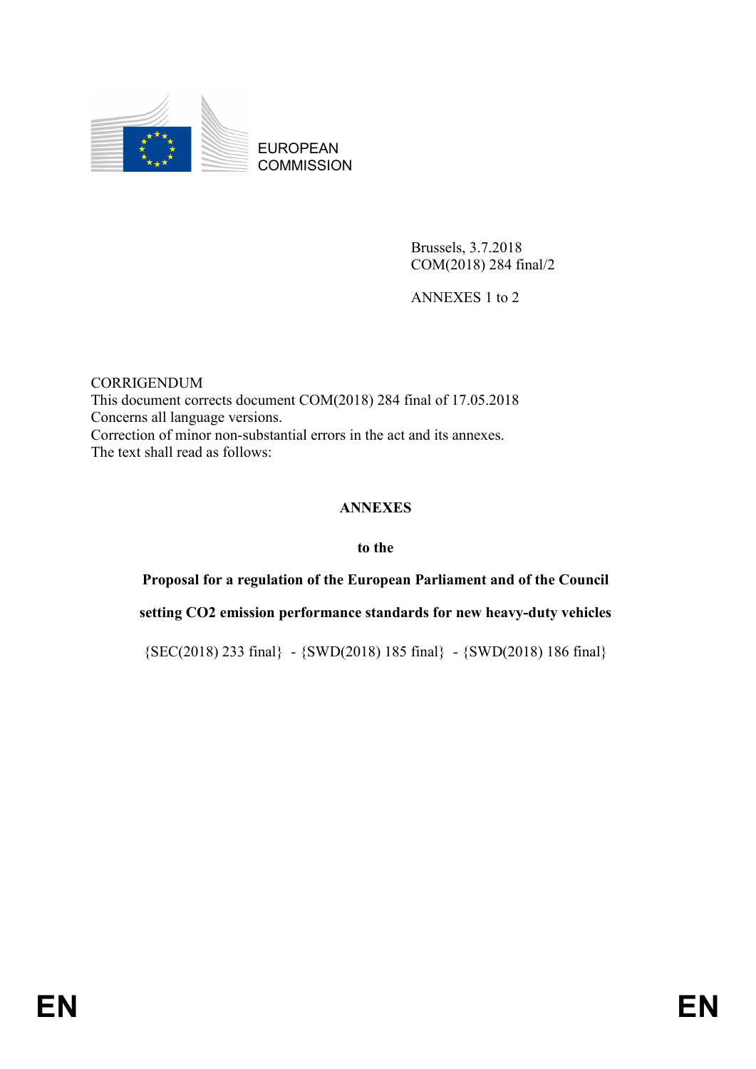EUROPEAN COMMISSION

Brussels, 3.7.2018
COM(2018) 284 final/2

ANNEXES 1 to 2

CORRIGENDUM
This document corrects document COM(2018) 284 final of 17.05.2018
Concerns all language versions.
Correction of minor non-substantial errors in the act and its annexes.
The text shall read as follows:

**ANNEXES**

**to the**

**Proposal for a regulation of the European Parliament and of the Council**

**setting CO2 emission performance standards for new heavy-duty vehicles**

{SEC(2018) 233 final} - {SWD(2018) 185 final} - {SWD(2018) 186 final}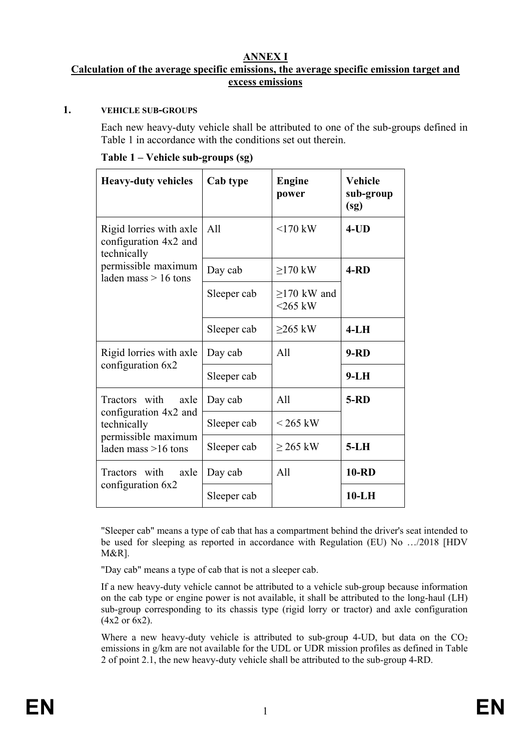# ANNEX I

## Calculation of the average specific emissions, the average specific emission target and excess emissions

### 1. VEHICLE SUB-GROUPS

Each new heavy-duty vehicle shall be attributed to one of the sub-groups defined in Table 1 in accordance with the conditions set out therein.

**Table 1 – Vehicle sub-groups (sg)**

| **Heavy-duty vehicles** | **Cab type** | **Engine power** | **Vehicle sub-group (sg)** |
|---|---|---|---|
| Rigid lorries with axle configuration 4x2 and technically permissible maximum laden mass > 16 tons | All | <170 kW | **4-UD** |
| | Day cab | ≥170 kW | **4-RD** |
| | Sleeper cab | ≥170 kW and <265 kW | |
| | Sleeper cab | ≥265 kW | **4-LH** |
| Rigid lorries with axle configuration 6x2 | Day cab | All | **9-RD** |
| | Sleeper cab | | **9-LH** |
| Tractors with axle configuration 4x2 and technically permissible maximum laden mass >16 tons | Day cab | All | **5-RD** |
| | Sleeper cab | < 265 kW | |
| | Sleeper cab | ≥ 265 kW | **5-LH** |
| Tractors with axle configuration 6x2 | Day cab | All | **10-RD** |
| | Sleeper cab | | **10-LH** |

"Sleeper cab" means a type of cab that has a compartment behind the driver's seat intended to be used for sleeping as reported in accordance with Regulation (EU) No …/2018 [HDV M&R].

"Day cab" means a type of cab that is not a sleeper cab.

If a new heavy-duty vehicle cannot be attributed to a vehicle sub-group because information on the cab type or engine power is not available, it shall be attributed to the long-haul (LH) sub-group corresponding to its chassis type (rigid lorry or tractor) and axle configuration (4x2 or 6x2).

Where a new heavy-duty vehicle is attributed to sub-group 4-UD, but data on the $CO_2$ emissions in g/km are not available for the UDL or UDR mission profiles as defined in Table 2 of point 2.1, the new heavy-duty vehicle shall be attributed to the sub-group 4-RD.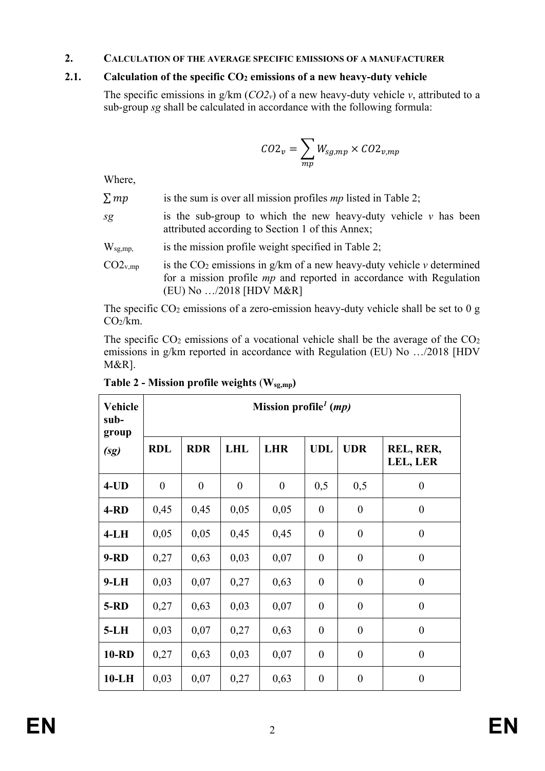## 2. CALCULATION OF THE AVERAGE SPECIFIC EMISSIONS OF A MANUFACTURER

### 2.1. Calculation of the specific $CO_2$ emissions of a new heavy-duty vehicle

The specific emissions in g/km ($CO2_v$) of a new heavy-duty vehicle *v*, attributed to a sub-group *sg* shall be calculated in accordance with the following formula:

$$CO2_v = \sum_{mp} W_{sg,mp} \times CO2_{v,mp}$$

Where,

$\sum mp$ is the sum is over all mission profiles *mp* listed in Table 2;

*sg* is the sub-group to which the new heavy-duty vehicle *v* has been attributed according to Section 1 of this Annex;

$W_{sg,mp,}$ is the mission profile weight specified in Table 2;

$CO2_{v,mp}$ is the $CO_2$ emissions in g/km of a new heavy-duty vehicle *v* determined for a mission profile *mp* and reported in accordance with Regulation (EU) No …/2018 [HDV M&R]

The specific $CO_2$ emissions of a zero-emission heavy-duty vehicle shall be set to 0 g $CO_2$/km.

The specific $CO_2$ emissions of a vocational vehicle shall be the average of the $CO_2$ emissions in g/km reported in accordance with Regulation (EU) No …/2018 [HDV M&R].

**Table 2 - Mission profile weights ($W_{sg,mp}$)**

| Vehicle sub-group *(sg)* | Mission profile[1] *(mp)* | | | | | | |
|---|---|---|---|---|---|---|---|
| | **RDL** | **RDR** | **LHL** | **LHR** | **UDL** | **UDR** | **REL, RER, LEL, LER** |
| **4-UD** | 0 | 0 | 0 | 0 | 0,5 | 0,5 | 0 |
| **4-RD** | 0,45 | 0,45 | 0,05 | 0,05 | 0 | 0 | 0 |
| **4-LH** | 0,05 | 0,05 | 0,45 | 0,45 | 0 | 0 | 0 |
| **9-RD** | 0,27 | 0,63 | 0,03 | 0,07 | 0 | 0 | 0 |
| **9-LH** | 0,03 | 0,07 | 0,27 | 0,63 | 0 | 0 | 0 |
| **5-RD** | 0,27 | 0,63 | 0,03 | 0,07 | 0 | 0 | 0 |
| **5-LH** | 0,03 | 0,07 | 0,27 | 0,63 | 0 | 0 | 0 |
| **10-RD** | 0,27 | 0,63 | 0,03 | 0,07 | 0 | 0 | 0 |
| **10-LH** | 0,03 | 0,07 | 0,27 | 0,63 | 0 | 0 | 0 |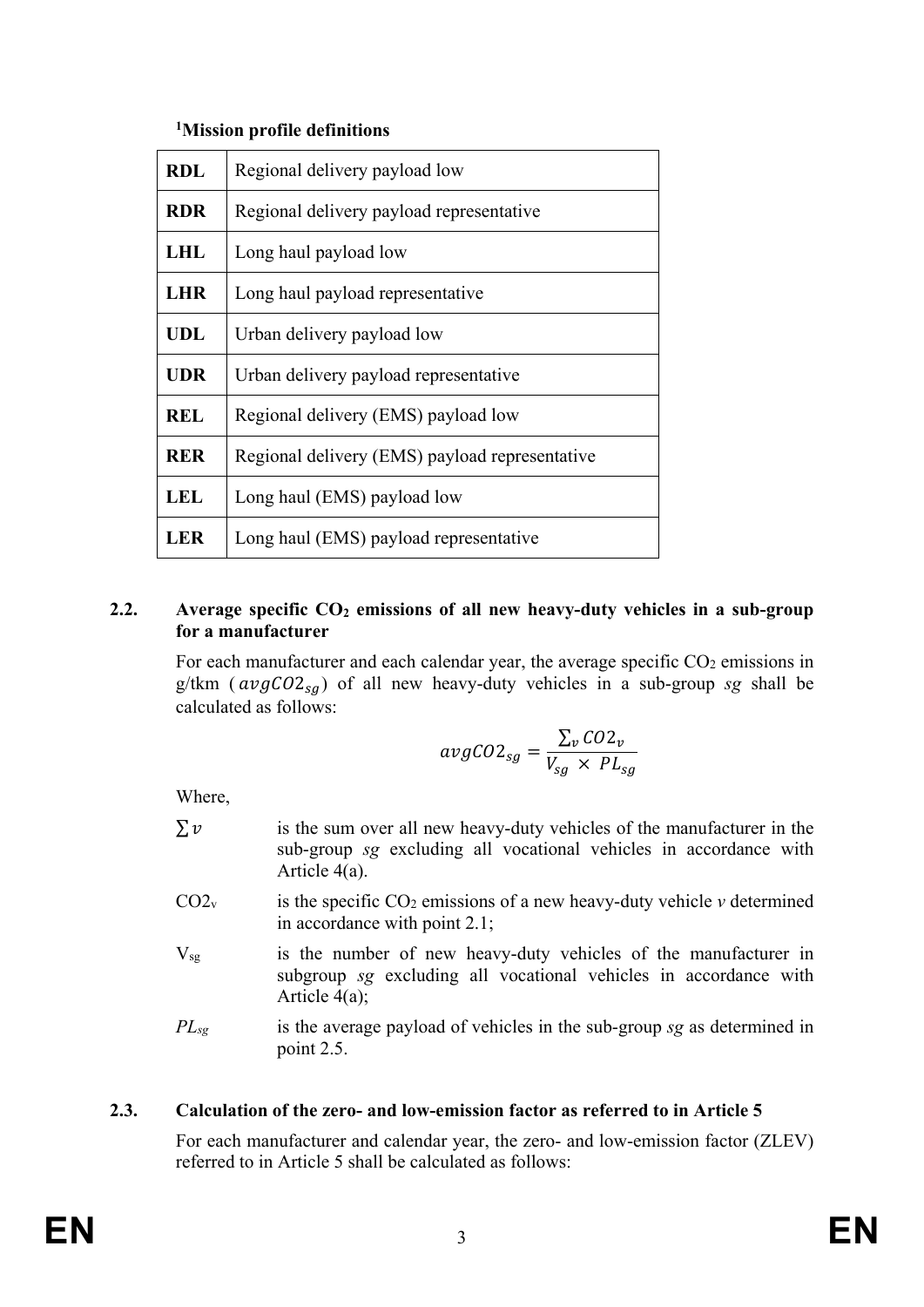[1]**Mission profile definitions**

| | |
|---|---|
| **RDL** | Regional delivery payload low |
| **RDR** | Regional delivery payload representative |
| **LHL** | Long haul payload low |
| **LHR** | Long haul payload representative |
| **UDL** | Urban delivery payload low |
| **UDR** | Urban delivery payload representative |
| **REL** | Regional delivery (EMS) payload low |
| **RER** | Regional delivery (EMS) payload representative |
| **LEL** | Long haul (EMS) payload low |
| **LER** | Long haul (EMS) payload representative |

### 2.2. Average specific $CO_2$ emissions of all new heavy-duty vehicles in a sub-group for a manufacturer

For each manufacturer and each calendar year, the average specific $CO_2$ emissions in g/tkm ($avgCO2_{sg}$) of all new heavy-duty vehicles in a sub-group *sg* shall be calculated as follows:

$$avgCO2_{sg} = \frac{\sum_v CO2_v}{V_{sg} \times PL_{sg}}$$

Where,

$\sum v$ is the sum over all new heavy-duty vehicles of the manufacturer in the sub-group *sg* excluding all vocational vehicles in accordance with Article 4(a).

$CO2_v$ is the specific $CO_2$ emissions of a new heavy-duty vehicle *v* determined in accordance with point 2.1;

$V_{sg}$ is the number of new heavy-duty vehicles of the manufacturer in subgroup *sg* excluding all vocational vehicles in accordance with Article 4(a);

$PL_{sg}$ is the average payload of vehicles in the sub-group *sg* as determined in point 2.5.

### 2.3. Calculation of the zero- and low-emission factor as referred to in Article 5

For each manufacturer and calendar year, the zero- and low-emission factor (ZLEV) referred to in Article 5 shall be calculated as follows: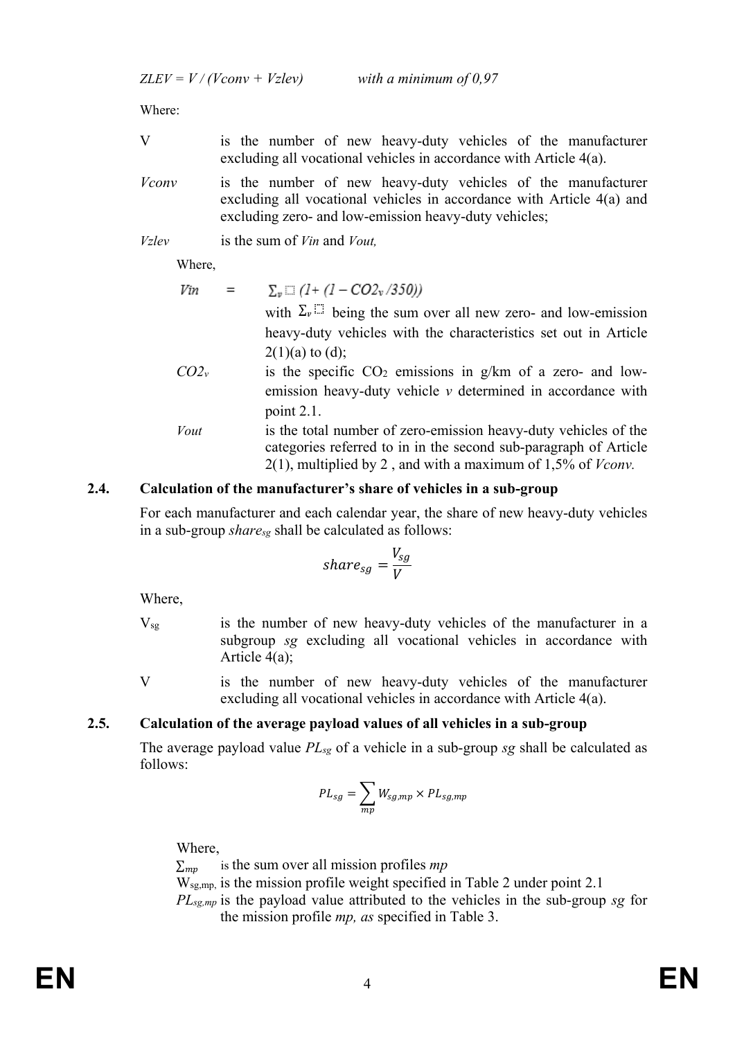$ZLEV = V / (Vconv + Vzlev)$ *with a minimum of 0,97*

Where:

V is the number of new heavy-duty vehicles of the manufacturer excluding all vocational vehicles in accordance with Article 4(a).

*Vconv* is the number of new heavy-duty vehicles of the manufacturer excluding all vocational vehicles in accordance with Article 4(a) and excluding zero- and low-emission heavy-duty vehicles;

*Vzlev* is the sum of *Vin* and *Vout,*

Where,

$$Vin = \sum_v (1 + (1 - CO2_v / 350))$$

with $\sum_v$ being the sum over all new zero- and low-emission heavy-duty vehicles with the characteristics set out in Article 2(1)(a) to (d);

$CO2_v$ is the specific $CO_2$ emissions in g/km of a zero- and low-emission heavy-duty vehicle *v* determined in accordance with point 2.1.

*Vout* is the total number of zero-emission heavy-duty vehicles of the categories referred to in in the second sub-paragraph of Article 2(1), multiplied by 2 , and with a maximum of 1,5% of *Vconv.*

### 2.4. Calculation of the manufacturer's share of vehicles in a sub-group

For each manufacturer and each calendar year, the share of new heavy-duty vehicles in a sub-group $share_{sg}$ shall be calculated as follows:

$$share_{sg} = \frac{V_{sg}}{V}$$

Where,

$V_{sg}$ is the number of new heavy-duty vehicles of the manufacturer in a subgroup *sg* excluding all vocational vehicles in accordance with Article 4(a);

V is the number of new heavy-duty vehicles of the manufacturer excluding all vocational vehicles in accordance with Article 4(a).

### 2.5. Calculation of the average payload values of all vehicles in a sub-group

The average payload value $PL_{sg}$ of a vehicle in a sub-group *sg* shall be calculated as follows:

$$PL_{sg} = \sum_{mp} W_{sg,mp} \times PL_{sg,mp}$$

Where,

$\sum_{mp}$ is the sum over all mission profiles *mp*

$W_{sg,mp,}$ is the mission profile weight specified in Table 2 under point 2.1

$PL_{sg,mp}$ is the payload value attributed to the vehicles in the sub-group *sg* for the mission profile *mp, as* specified in Table 3.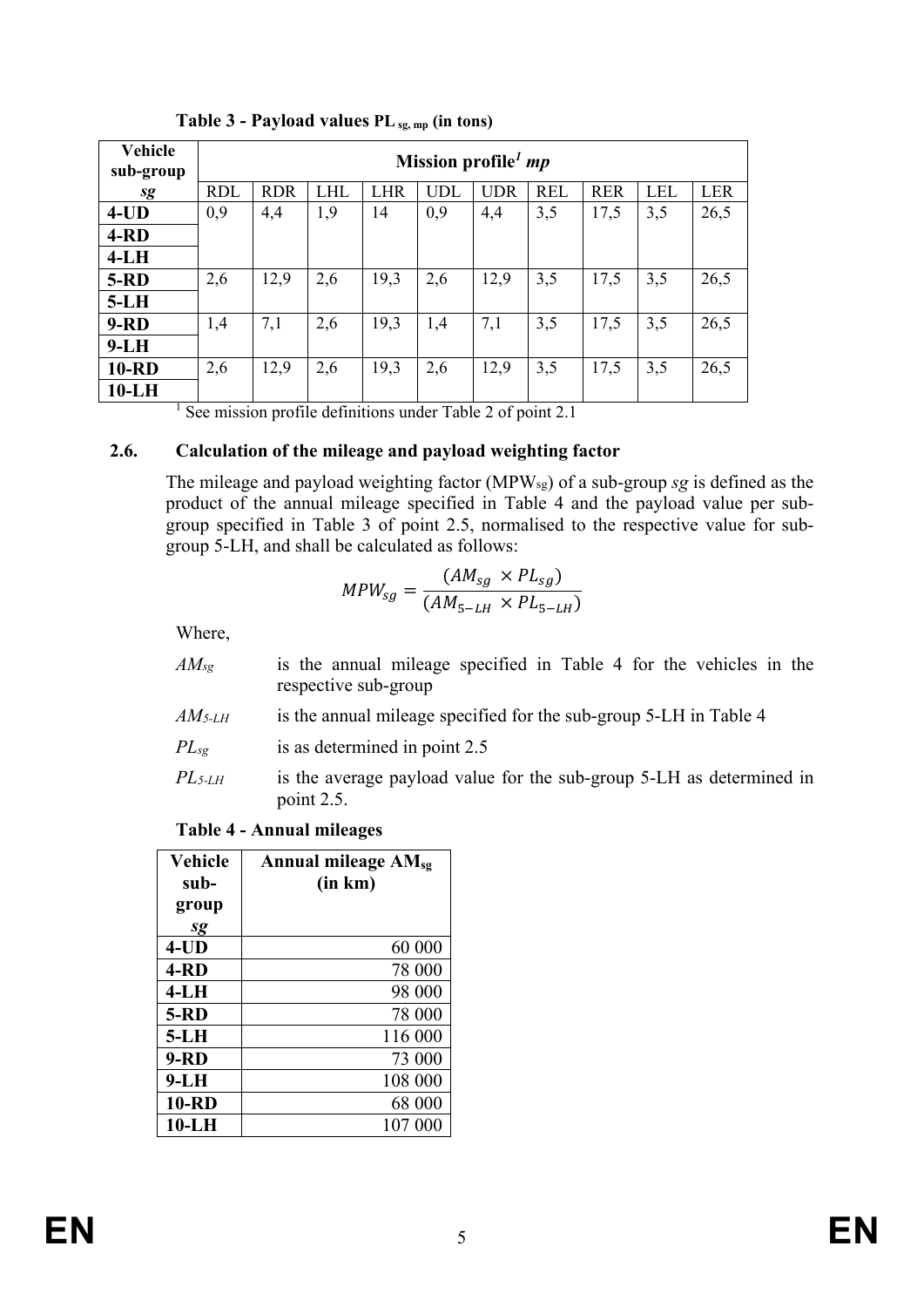**Table 3 - Payload values $PL_{sg, mp}$ (in tons)**

| Vehicle sub-group | Mission profile[1] *mp* | | | | | | | | | |
|---|---|---|---|---|---|---|---|---|---|---|
| *sg* | RDL | RDR | LHL | LHR | UDL | UDR | REL | RER | LEL | LER |
| **4-UD** | 0,9 | 4,4 | 1,9 | 14 | 0,9 | 4,4 | 3,5 | 17,5 | 3,5 | 26,5 |
| **4-RD** | | | | | | | | | | |
| **4-LH** | | | | | | | | | | |
| **5-RD** | 2,6 | 12,9 | 2,6 | 19,3 | 2,6 | 12,9 | 3,5 | 17,5 | 3,5 | 26,5 |
| **5-LH** | | | | | | | | | | |
| **9-RD** | 1,4 | 7,1 | 2,6 | 19,3 | 1,4 | 7,1 | 3,5 | 17,5 | 3,5 | 26,5 |
| **9-LH** | | | | | | | | | | |
| **10-RD** | 2,6 | 12,9 | 2,6 | 19,3 | 2,6 | 12,9 | 3,5 | 17,5 | 3,5 | 26,5 |
| **10-LH** | | | | | | | | | | |

[1] See mission profile definitions under Table 2 of point 2.1

### 2.6. Calculation of the mileage and payload weighting factor

The mileage and payload weighting factor ($MPW_{sg}$) of a sub-group *sg* is defined as the product of the annual mileage specified in Table 4 and the payload value per sub-group specified in Table 3 of point 2.5, normalised to the respective value for sub-group 5-LH, and shall be calculated as follows:

$$MPW_{sg} = \frac{(AM_{sg} \times PL_{sg})}{(AM_{5-LH} \times PL_{5-LH})}$$

Where,

- $AM_{sg}$ is the annual mileage specified in Table 4 for the vehicles in the respective sub-group
- $AM_{5\text{-}LH}$ is the annual mileage specified for the sub-group 5-LH in Table 4
- $PL_{sg}$ is as determined in point 2.5
- $PL_{5\text{-}LH}$ is the average payload value for the sub-group 5-LH as determined in point 2.5.

**Table 4 - Annual mileages**

| Vehicle sub-group *sg* | Annual mileage $AM_{sg}$ (in km) |
|---|---|
| **4-UD** | 60 000 |
| **4-RD** | 78 000 |
| **4-LH** | 98 000 |
| **5-RD** | 78 000 |
| **5-LH** | 116 000 |
| **9-RD** | 73 000 |
| **9-LH** | 108 000 |
| **10-RD** | 68 000 |
| **10-LH** | 107 000 |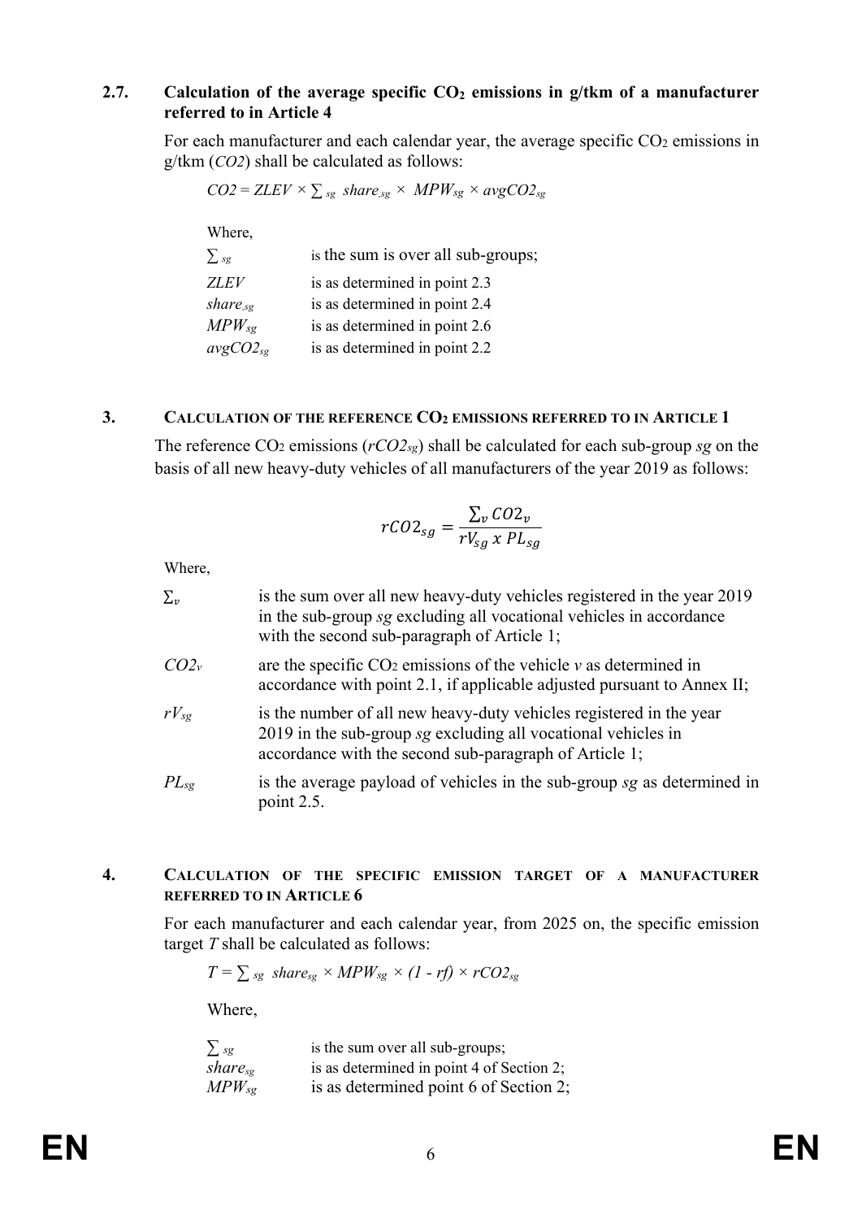### 2.7. Calculation of the average specific $CO_2$ emissions in g/tkm of a manufacturer referred to in Article 4

For each manufacturer and each calendar year, the average specific $CO_2$ emissions in g/tkm (*CO2*) shall be calculated as follows:

$$CO2 = ZLEV \times \sum_{sg} share_{sg} \times MPW_{sg} \times avgCO2_{sg}$$

Where,

| | |
|---|---|
| $\sum_{sg}$ | is the sum is over all sub-groups; |
| $ZLEV$ | is as determined in point 2.3 |
| $share_{sg}$ | is as determined in point 2.4 |
| $MPW_{sg}$ | is as determined in point 2.6 |
| $avgCO2_{sg}$ | is as determined in point 2.2 |

## 3. Calculation of the reference $CO_2$ emissions referred to in Article 1

The reference $CO_2$ emissions ($rCO2_{sg}$) shall be calculated for each sub-group *sg* on the basis of all new heavy-duty vehicles of all manufacturers of the year 2019 as follows:

$$rCO2_{sg} = \frac{\sum_v CO2_v}{rV_{sg} \ x \ PL_{sg}}$$

Where,

| | |
|---|---|
| $\sum_v$ | is the sum over all new heavy-duty vehicles registered in the year 2019 in the sub-group *sg* excluding all vocational vehicles in accordance with the second sub-paragraph of Article 1; |
| $CO2_v$ | are the specific $CO_2$ emissions of the vehicle *v* as determined in accordance with point 2.1, if applicable adjusted pursuant to Annex II; |
| $rV_{sg}$ | is the number of all new heavy-duty vehicles registered in the year 2019 in the sub-group *sg* excluding all vocational vehicles in accordance with the second sub-paragraph of Article 1; |
| $PL_{sg}$ | is the average payload of vehicles in the sub-group *sg* as determined in point 2.5. |

## 4. Calculation of the specific emission target of a manufacturer referred to in Article 6

For each manufacturer and each calendar year, from 2025 on, the specific emission target *T* shall be calculated as follows:

$$T = \sum_{sg} share_{sg} \times MPW_{sg} \times (1 - rf) \times rCO2_{sg}$$

Where,

| | |
|---|---|
| $\sum_{sg}$ | is the sum over all sub-groups; |
| $share_{sg}$ | is as determined in point 4 of Section 2; |
| $MPW_{sg}$ | is as determined point 6 of Section 2; |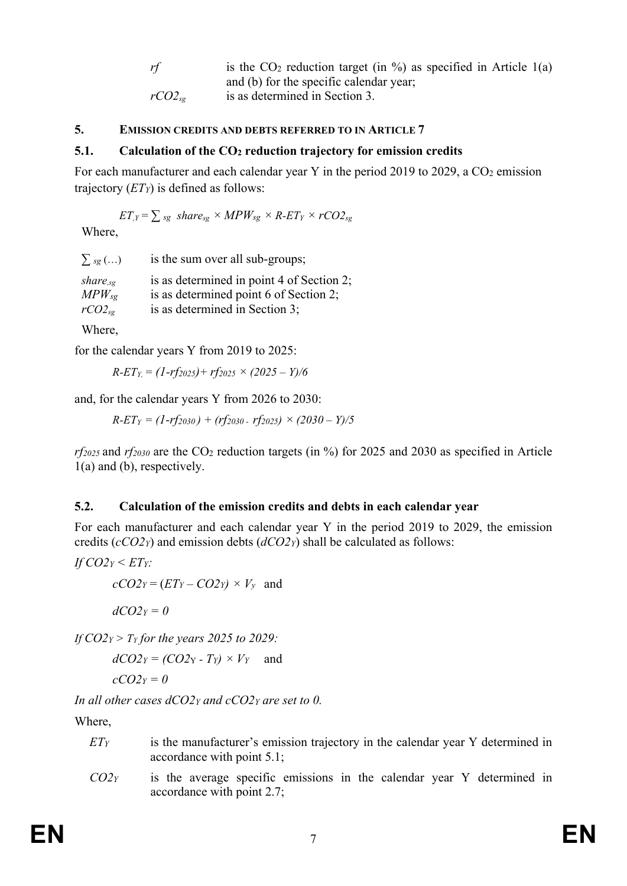| | |
|---|---|
| $rf$ | is the $CO_2$ reduction target (in %) as specified in Article 1(a) and (b) for the specific calendar year; |
| $rCO2_{sg}$ | is as determined in Section 3. |

## 5. Emission credits and debts referred to in Article 7

### 5.1. Calculation of the $CO_2$ reduction trajectory for emission credits

For each manufacturer and each calendar year Y in the period 2019 to 2029, a $CO_2$ emission trajectory ($ET_Y$) is defined as follows:

$$ET_{,Y} = \sum_{sg} share_{sg} \times MPW_{sg} \times R\text{-}ET_Y \times rCO2_{sg}$$

Where,

| | |
|---|---|
| $\sum_{sg} (\ldots)$ | is the sum over all sub-groups; |
| $share_{,sg}$ | is as determined in point 4 of Section 2; |
| $MPW_{sg}$ | is as determined point 6 of Section 2; |
| $rCO2_{sg}$ | is as determined in Section 3; |

Where,

for the calendar years Y from 2019 to 2025:

$$R\text{-}ET_{Y,} = (1\text{-}rf_{2025}) + rf_{2025} \times (2025 - Y)/6$$

and, for the calendar years Y from 2026 to 2030:

$$R\text{-}ET_Y = (1\text{-}rf_{2030}) + (rf_{2030} - rf_{2025}) \times (2030 - Y)/5$$

$rf_{2025}$ and $rf_{2030}$ are the $CO_2$ reduction targets (in %) for 2025 and 2030 as specified in Article 1(a) and (b), respectively.

### 5.2. Calculation of the emission credits and debts in each calendar year

For each manufacturer and each calendar year Y in the period 2019 to 2029, the emission credits ($cCO2_Y$) and emission debts ($dCO2_Y$) shall be calculated as follows:

*If* $CO2_Y < ET_Y$:

$$cCO2_Y = (ET_Y - CO2_Y) \times V_y \quad \text{and}$$

$$dCO2_Y = 0$$

*If* $CO2_Y > T_Y$ *for the years 2025 to 2029:*

$$dCO2_Y = (CO2_Y - T_Y) \times V_Y \quad \text{and}$$

$$cCO2_Y = 0$$

*In all other cases* $dCO2_Y$ *and* $cCO2_Y$ *are set to 0.*

Where,

| | |
|---|---|
| $ET_Y$ | is the manufacturer's emission trajectory in the calendar year Y determined in accordance with point 5.1; |
| $CO2_Y$ | is the average specific emissions in the calendar year Y determined in accordance with point 2.7; |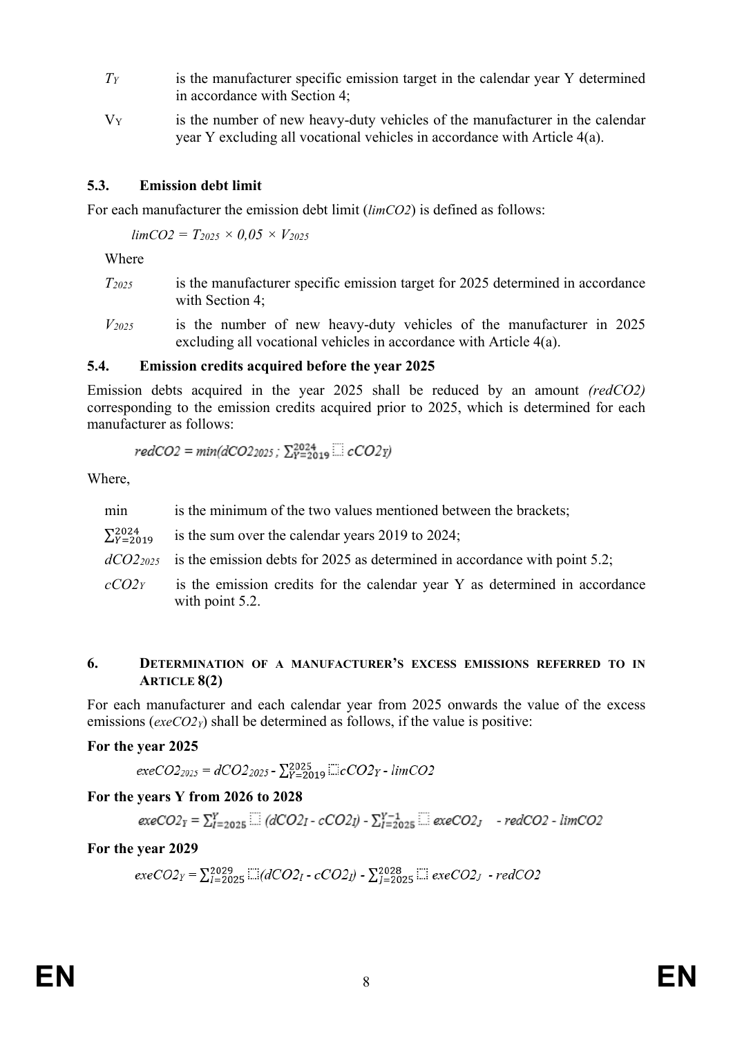| | |
|---|---|
| $T_Y$ | is the manufacturer specific emission target in the calendar year Y determined in accordance with Section 4; |
| $V_Y$ | is the number of new heavy-duty vehicles of the manufacturer in the calendar year Y excluding all vocational vehicles in accordance with Article 4(a). |

### 5.3. Emission debt limit

For each manufacturer the emission debt limit ($limCO2$) is defined as follows:

$$limCO2 = T_{2025} \times 0{,}05 \times V_{2025}$$

Where

| | |
|---|---|
| $T_{2025}$ | is the manufacturer specific emission target for 2025 determined in accordance with Section 4; |
| $V_{2025}$ | is the number of new heavy-duty vehicles of the manufacturer in 2025 excluding all vocational vehicles in accordance with Article 4(a). |

### 5.4. Emission credits acquired before the year 2025

Emission debts acquired in the year 2025 shall be reduced by an amount *(redCO2)* corresponding to the emission credits acquired prior to 2025, which is determined for each manufacturer as follows:

$$redCO2 = min(dCO2_{2025} ; \sum_{Y=2019}^{2024} cCO2_Y)$$

Where,

| | |
|---|---|
| min | is the minimum of the two values mentioned between the brackets; |
| $\sum_{Y=2019}^{2024}$ | is the sum over the calendar years 2019 to 2024; |
| $dCO2_{2025}$ | is the emission debts for 2025 as determined in accordance with point 5.2; |
| $cCO2_Y$ | is the emission credits for the calendar year Y as determined in accordance with point 5.2. |

## 6. Determination of a manufacturer's excess emissions referred to in Article 8(2)

For each manufacturer and each calendar year from 2025 onwards the value of the excess emissions ($exeCO2_Y$) shall be determined as follows, if the value is positive:

**For the year 2025**

$$exeCO2_{2025} = dCO2_{2025} - \sum_{Y=2019}^{2025} cCO2_Y - limCO2$$

**For the years Y from 2026 to 2028**

$$exeCO2_Y = \sum_{I=2025}^{Y} (dCO2_I - cCO2_I) - \sum_{J=2025}^{Y-1} exeCO2_J \quad - redCO2 - limCO2$$

**For the year 2029**

$$exeCO2_Y = \sum_{I=2025}^{2029} (dCO2_I - cCO2_I) - \sum_{J=2025}^{2028} exeCO2_J \; - redCO2$$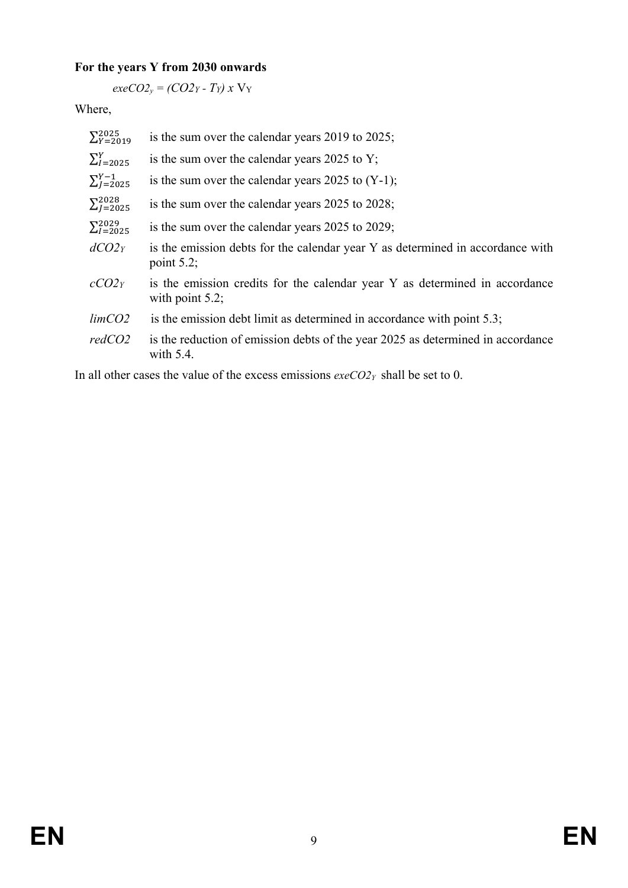**For the years Y from 2030 onwards**

$$exeCO2_y = (CO2_Y - T_Y) \times V_Y$$

Where,

| | |
|---|---|
| $\sum_{Y=2019}^{2025}$ | is the sum over the calendar years 2019 to 2025; |
| $\sum_{I=2025}^{Y}$ | is the sum over the calendar years 2025 to Y; |
| $\sum_{J=2025}^{Y-1}$ | is the sum over the calendar years 2025 to (Y-1); |
| $\sum_{J=2025}^{2028}$ | is the sum over the calendar years 2025 to 2028; |
| $\sum_{I=2025}^{2029}$ | is the sum over the calendar years 2025 to 2029; |
| $dCO2_Y$ | is the emission debts for the calendar year Y as determined in accordance with point 5.2; |
| $cCO2_Y$ | is the emission credits for the calendar year Y as determined in accordance with point 5.2; |
| $limCO2$ | is the emission debt limit as determined in accordance with point 5.3; |
| $redCO2$ | is the reduction of emission debts of the year 2025 as determined in accordance with 5.4. |

In all other cases the value of the excess emissions $exeCO2_Y$ shall be set to 0.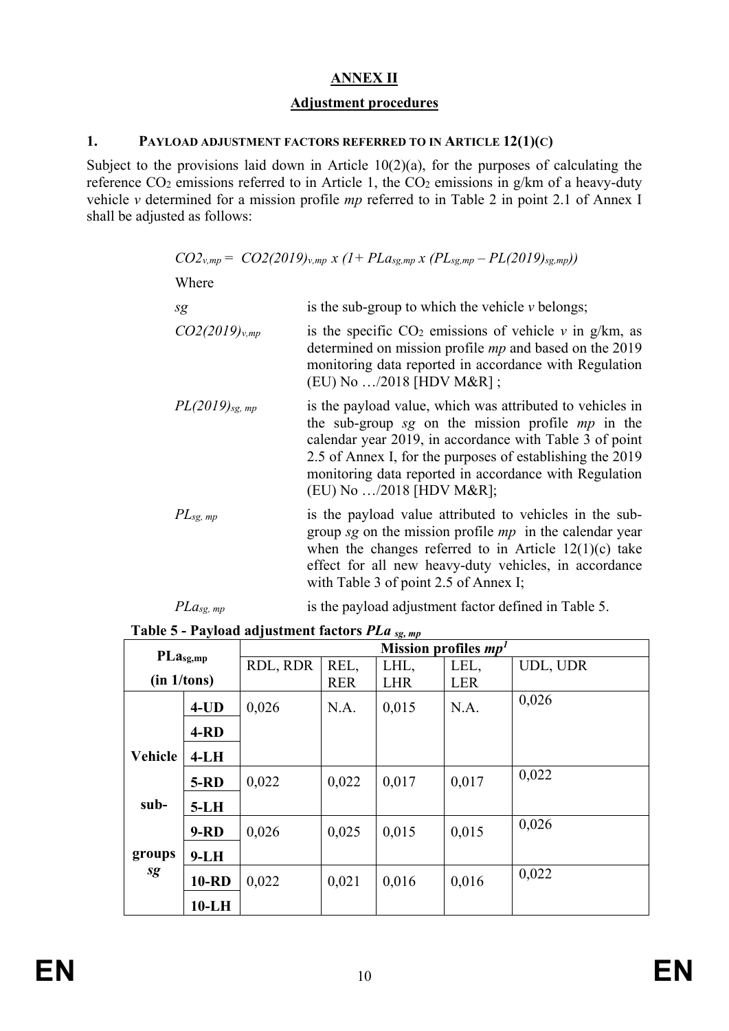## ANNEX II

### Adjustment procedures

#### 1. PAYLOAD ADJUSTMENT FACTORS REFERRED TO IN ARTICLE 12(1)(C)

Subject to the provisions laid down in Article 10(2)(a), for the purposes of calculating the reference $CO_2$ emissions referred to in Article 1, the $CO_2$ emissions in g/km of a heavy-duty vehicle *v* determined for a mission profile *mp* referred to in Table 2 in point 2.1 of Annex I shall be adjusted as follows:

$$CO2_{v,mp} = CO2(2019)_{v,mp} \times (1 + PLa_{sg,mp} \times (PL_{sg,mp} - PL(2019)_{sg,mp}))$$

Where

| | |
|---|---|
| $sg$ | is the sub-group to which the vehicle *v* belongs; |
| $CO2(2019)_{v,mp}$ | is the specific $CO_2$ emissions of vehicle *v* in g/km, as determined on mission profile *mp* and based on the 2019 monitoring data reported in accordance with Regulation (EU) No …/2018 [HDV M&R] ; |
| $PL(2019)_{sg,mp}$ | is the payload value, which was attributed to vehicles in the sub-group *sg* on the mission profile *mp* in the calendar year 2019, in accordance with Table 3 of point 2.5 of Annex I, for the purposes of establishing the 2019 monitoring data reported in accordance with Regulation (EU) No …/2018 [HDV M&R]; |
| $PL_{sg,mp}$ | is the payload value attributed to vehicles in the sub-group *sg* on the mission profile *mp* in the calendar year when the changes referred to in Article 12(1)(c) take effect for all new heavy-duty vehicles, in accordance with Table 3 of point 2.5 of Annex I; |
| $PLa_{sg,mp}$ | is the payload adjustment factor defined in Table 5. |

**Table 5 - Payload adjustment factors $PLa_{sg,mp}$**

| $PLa_{sg,mp}$ (in 1/tons) | | Mission profiles *mp*[1] | | | | |
|---|---|---|---|---|---|---|
| | | RDL, RDR | REL, RER | LHL, LHR | LEL, LER | UDL, UDR |
| Vehicle sub-groups *sg* | 4-UD | 0,026 | N.A. | 0,015 | N.A. | 0,026 |
| | 4-RD | | | | | |
| | 4-LH | | | | | |
| | 5-RD | 0,022 | 0,022 | 0,017 | 0,017 | 0,022 |
| | 5-LH | | | | | |
| | 9-RD | 0,026 | 0,025 | 0,015 | 0,015 | 0,026 |
| | 9-LH | | | | | |
| | 10-RD | 0,022 | 0,021 | 0,016 | 0,016 | 0,022 |
| | 10-LH | | | | | |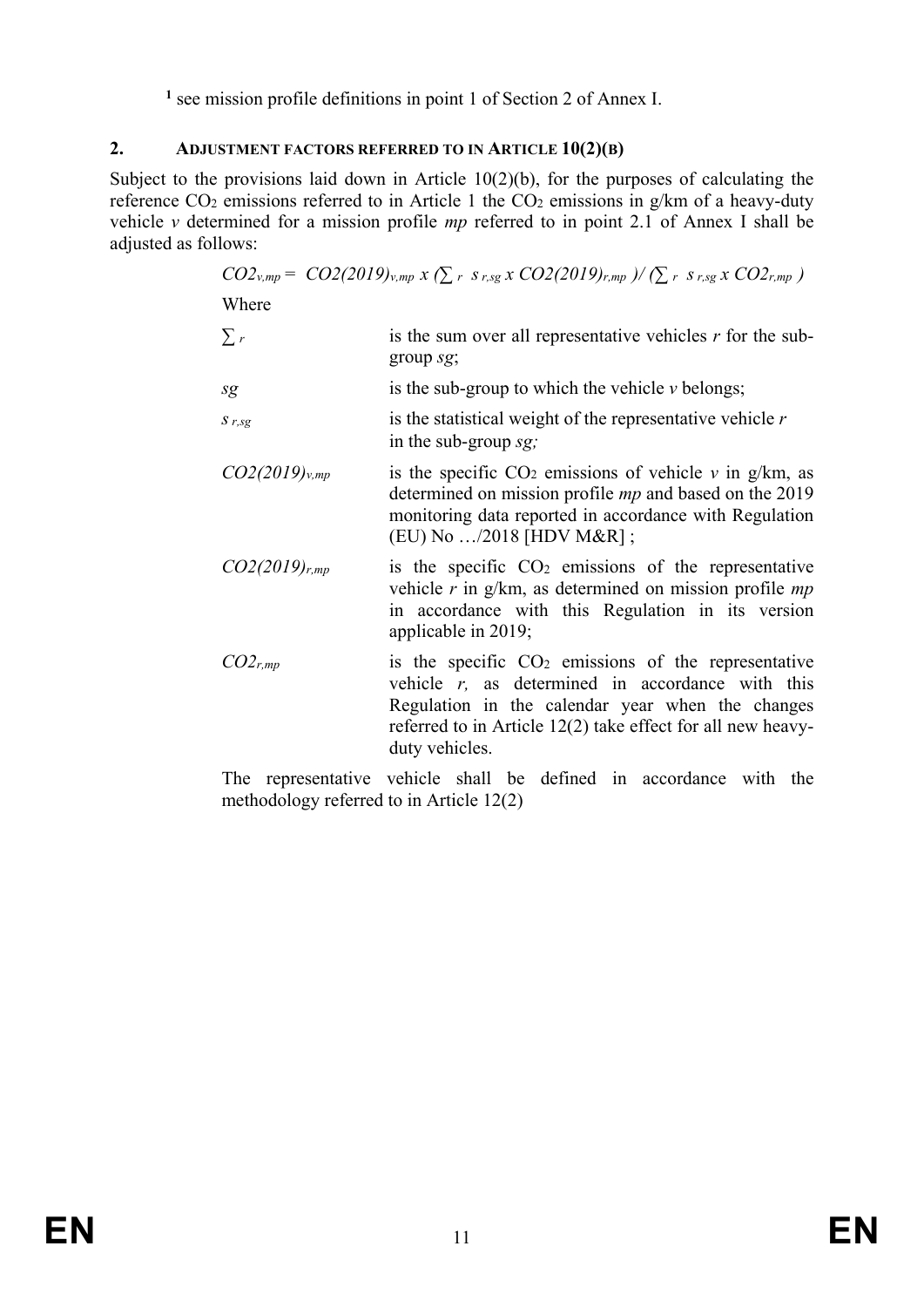[1] see mission profile definitions in point 1 of Section 2 of Annex I.

## 2. ADJUSTMENT FACTORS REFERRED TO IN ARTICLE 10(2)(B)

Subject to the provisions laid down in Article 10(2)(b), for the purposes of calculating the reference $CO_2$ emissions referred to in Article 1 the $CO_2$ emissions in g/km of a heavy-duty vehicle *v* determined for a mission profile *mp* referred to in point 2.1 of Annex I shall be adjusted as follows:

$$CO2_{v,mp} = CO2(2019)_{v,mp} \times (\sum_r s_{r,sg} \times CO2(2019)_{r,mp}) / (\sum_r s_{r,sg} \times CO2_{r,mp})$$

Where

| | |
|---|---|
| $\sum_r$ | is the sum over all representative vehicles *r* for the sub-group *sg*; |
| $sg$ | is the sub-group to which the vehicle *v* belongs; |
| $s_{r,sg}$ | is the statistical weight of the representative vehicle *r* in the sub-group *sg;* |
| $CO2(2019)_{v,mp}$ | is the specific $CO_2$ emissions of vehicle *v* in g/km, as determined on mission profile *mp* and based on the 2019 monitoring data reported in accordance with Regulation (EU) No …/2018 [HDV M&R] ; |
| $CO2(2019)_{r,mp}$ | is the specific $CO_2$ emissions of the representative vehicle *r* in g/km, as determined on mission profile *mp* in accordance with this Regulation in its version applicable in 2019; |
| $CO2_{r,mp}$ | is the specific $CO_2$ emissions of the representative vehicle *r,* as determined in accordance with this Regulation in the calendar year when the changes referred to in Article 12(2) take effect for all new heavy-duty vehicles. |

The representative vehicle shall be defined in accordance with the methodology referred to in Article 12(2)